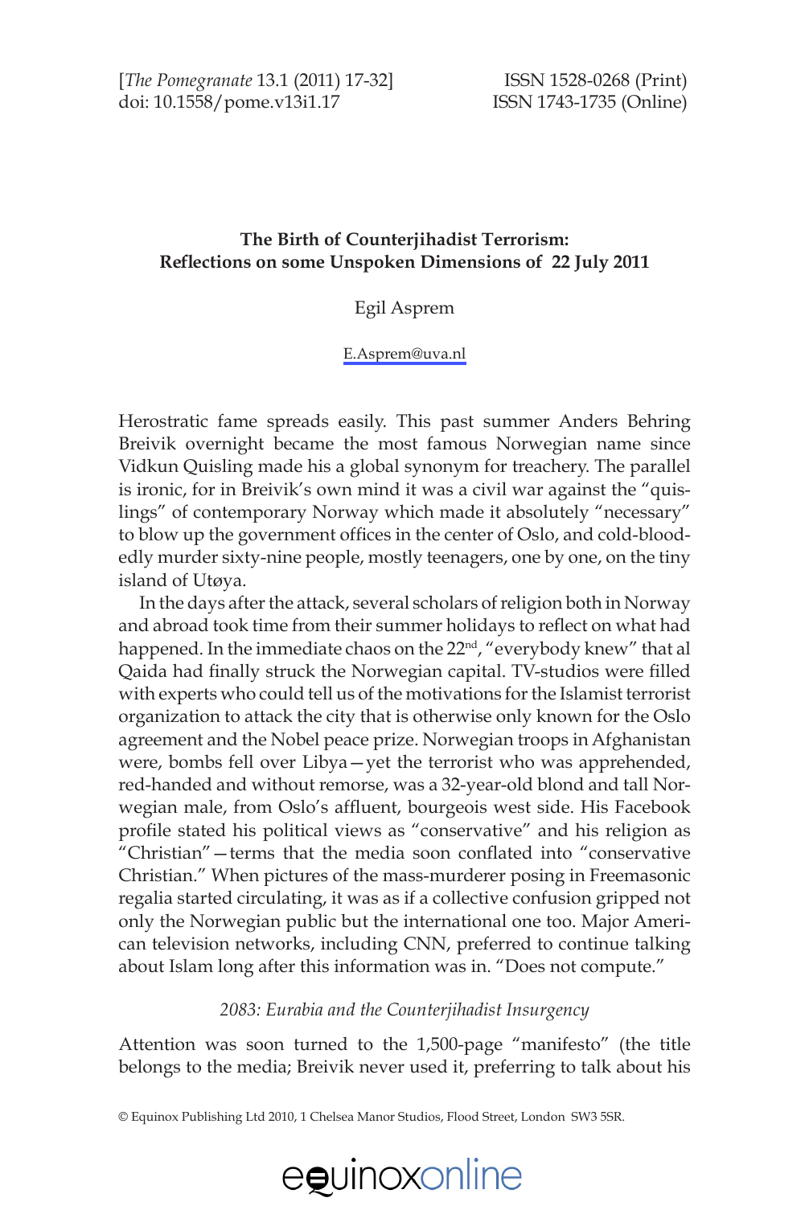# The Birth of Counterjihadist Terrorism: Reflections on some Unspoken Dimensions of 22 July 2011

Egil Asprem

E.Asprem@uva.nl

Herostratic fame spreads easily. This past summer Anders Behring Breivik overnight became the most famous Norwegian name since Vidkun Quisling made his a global synonym for treachery. The parallel is ironic, for in Breivik's own mind it was a civil war against the "quislings" of contemporary Norway which made it absolutely "necessary" to blow up the government offices in the center of Oslo, and cold-bloodedly murder sixty-nine people, mostly teenagers, one by one, on the tiny island of Utøya.

In the days after the attack, several scholars of religion both in Norway and abroad took time from their summer holidays to reflect on what had happened. In the immediate chaos on the 22nd, "everybody knew" that al Qaida had finally struck the Norwegian capital. TV-studios were filled with experts who could tell us of the motivations for the Islamist terrorist organization to attack the city that is otherwise only known for the Oslo agreement and the Nobel peace prize. Norwegian troops in Afghanistan were, bombs fell over Libya—yet the terrorist who was apprehended, red-handed and without remorse, was a 32-year-old blond and tall Norwegian male, from Oslo's affluent, bourgeois west side. His Facebook profile stated his political views as "conservative" and his religion as "Christian"—terms that the media soon conflated into "conservative Christian." When pictures of the mass-murderer posing in Freemasonic regalia started circulating, it was as if a collective confusion gripped not only the Norwegian public but the international one too. Major American television networks, including CNN, preferred to continue talking about Islam long after this information was in. "Does not compute."

## *2083: Eurabia and the Counterjihadist Insurgency*

Attention was soon turned to the 1,500-page "manifesto" (the title belongs to the media; Breivik never used it, preferring to talk about his

© Equinox Publishing Ltd 2010, 1 Chelsea Manor Studios, Flood Street, London SW3 5SR.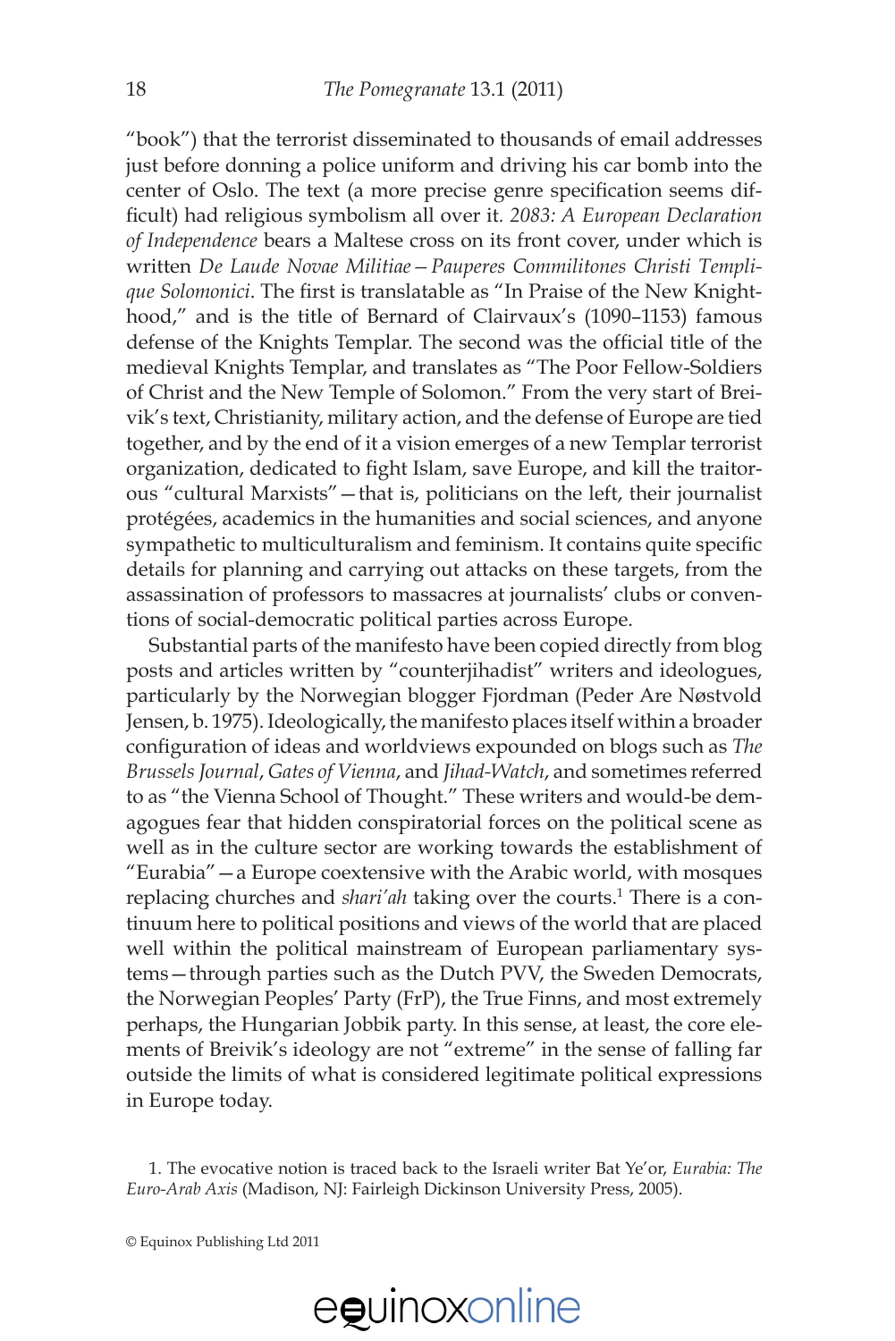"book") that the terrorist disseminated to thousands of email addresses just before donning a police uniform and driving his car bomb into the center of Oslo. The text (a more precise genre specification seems difficult) had religious symbolism all over it. *2083: A European Declaration of Independence* bears a Maltese cross on its front cover, under which is written *De Laude Novae Militiae—Pauperes Commilitones Christi Templique Solomonici*. The first is translatable as "In Praise of the New Knighthood," and is the title of Bernard of Clairvaux's (1090–1153) famous defense of the Knights Templar. The second was the official title of the medieval Knights Templar, and translates as "The Poor Fellow-Soldiers of Christ and the New Temple of Solomon." From the very start of Breivik's text, Christianity, military action, and the defense of Europe are tied together, and by the end of it a vision emerges of a new Templar terrorist organization, dedicated to fight Islam, save Europe, and kill the traitorous "cultural Marxists"—that is, politicians on the left, their journalist protégées, academics in the humanities and social sciences, and anyone sympathetic to multiculturalism and feminism. It contains quite specific details for planning and carrying out attacks on these targets, from the assassination of professors to massacres at journalists' clubs or conventions of social-democratic political parties across Europe.

Substantial parts of the manifesto have been copied directly from blog posts and articles written by "counterjihadist" writers and ideologues, particularly by the Norwegian blogger Fjordman (Peder Are Nøstvold Jensen, b. 1975). Ideologically, the manifesto places itself within a broader configuration of ideas and worldviews expounded on blogs such as *The Brussels Journal*, *Gates of Vienna*, and *Jihad-Watch*, and sometimes referred to as "the Vienna School of Thought." These writers and would-be demagogues fear that hidden conspiratorial forces on the political scene as well as in the culture sector are working towards the establishment of "Eurabia"—a Europe coextensive with the Arabic world, with mosques replacing churches and *shari'ah* taking over the courts.[1] There is a continuum here to political positions and views of the world that are placed well within the political mainstream of European parliamentary systems—through parties such as the Dutch PVV, the Sweden Democrats, the Norwegian Peoples' Party (FrP), the True Finns, and most extremely perhaps, the Hungarian Jobbik party. In this sense, at least, the core elements of Breivik's ideology are not "extreme" in the sense of falling far outside the limits of what is considered legitimate political expressions in Europe today.

1. The evocative notion is traced back to the Israeli writer Bat Ye'or, *Eurabia: The Euro-Arab Axis* (Madison, NJ: Fairleigh Dickinson University Press, 2005).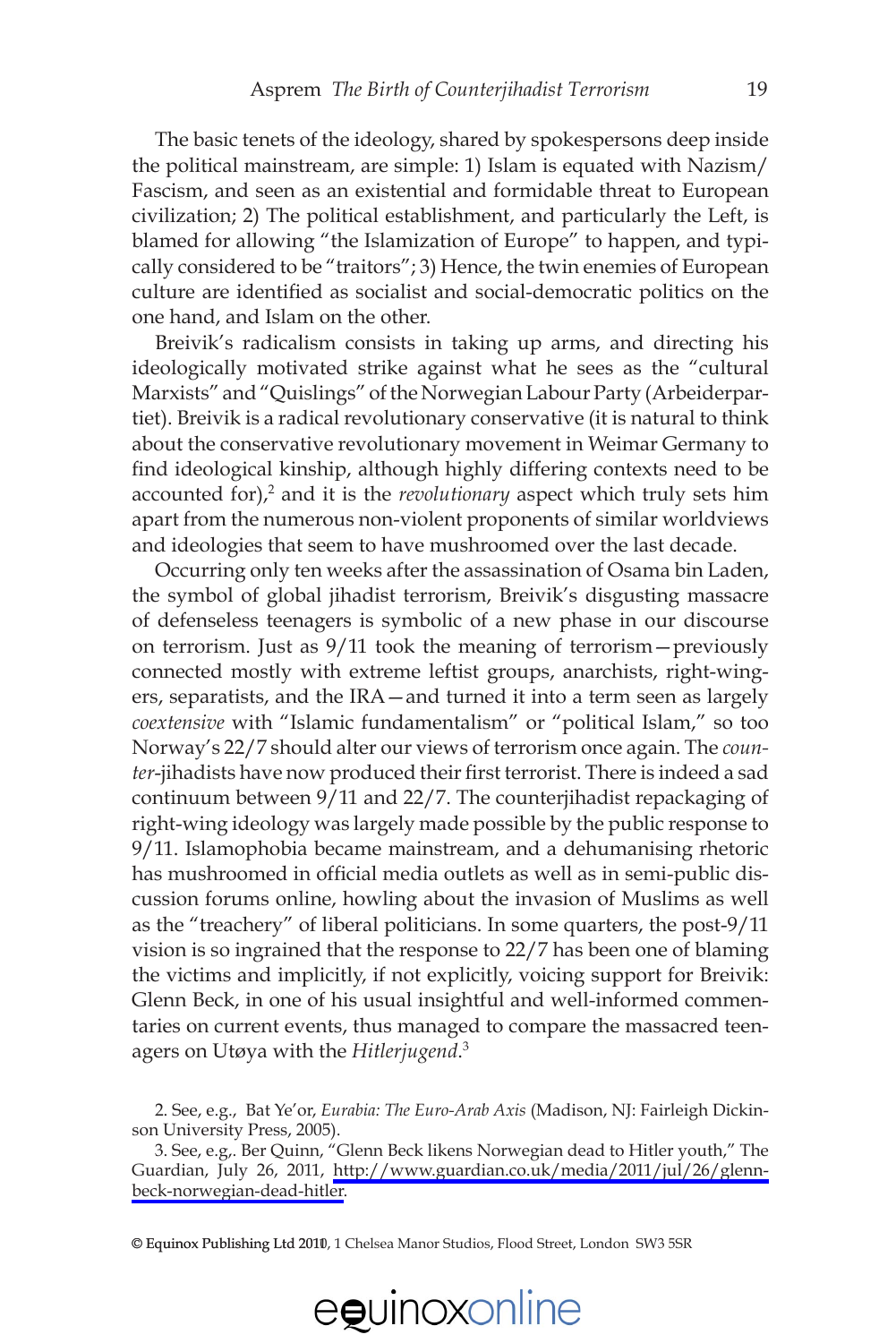The basic tenets of the ideology, shared by spokespersons deep inside the political mainstream, are simple: 1) Islam is equated with Nazism/Fascism, and seen as an existential and formidable threat to European civilization; 2) The political establishment, and particularly the Left, is blamed for allowing "the Islamization of Europe" to happen, and typically considered to be "traitors"; 3) Hence, the twin enemies of European culture are identified as socialist and social-democratic politics on the one hand, and Islam on the other.

Breivik's radicalism consists in taking up arms, and directing his ideologically motivated strike against what he sees as the "cultural Marxists" and "Quislings" of the Norwegian Labour Party (Arbeiderpartiet). Breivik is a radical revolutionary conservative (it is natural to think about the conservative revolutionary movement in Weimar Germany to find ideological kinship, although highly differing contexts need to be accounted for),[2] and it is the *revolutionary* aspect which truly sets him apart from the numerous non-violent proponents of similar worldviews and ideologies that seem to have mushroomed over the last decade.

Occurring only ten weeks after the assassination of Osama bin Laden, the symbol of global jihadist terrorism, Breivik's disgusting massacre of defenseless teenagers is symbolic of a new phase in our discourse on terrorism. Just as 9/11 took the meaning of terrorism—previously connected mostly with extreme leftist groups, anarchists, right-wingers, separatists, and the IRA—and turned it into a term seen as largely *coextensive* with "Islamic fundamentalism" or "political Islam," so too Norway's 22/7 should alter our views of terrorism once again. The *counter*-jihadists have now produced their first terrorist. There is indeed a sad continuum between 9/11 and 22/7. The counterjihadist repackaging of right-wing ideology was largely made possible by the public response to 9/11. Islamophobia became mainstream, and a dehumanising rhetoric has mushroomed in official media outlets as well as in semi-public discussion forums online, howling about the invasion of Muslims as well as the "treachery" of liberal politicians. In some quarters, the post-9/11 vision is so ingrained that the response to 22/7 has been one of blaming the victims and implicitly, if not explicitly, voicing support for Breivik: Glenn Beck, in one of his usual insightful and well-informed commentaries on current events, thus managed to compare the massacred teenagers on Utøya with the *Hitlerjugend*.[3]

2. See, e.g., Bat Ye'or, *Eurabia: The Euro-Arab Axis* (Madison, NJ: Fairleigh Dickinson University Press, 2005).

3. See, e.g,. Ber Quinn, "Glenn Beck likens Norwegian dead to Hitler youth," The Guardian, July 26, 2011, http://www.guardian.co.uk/media/2011/jul/26/glenn-beck-norwegian-dead-hitler.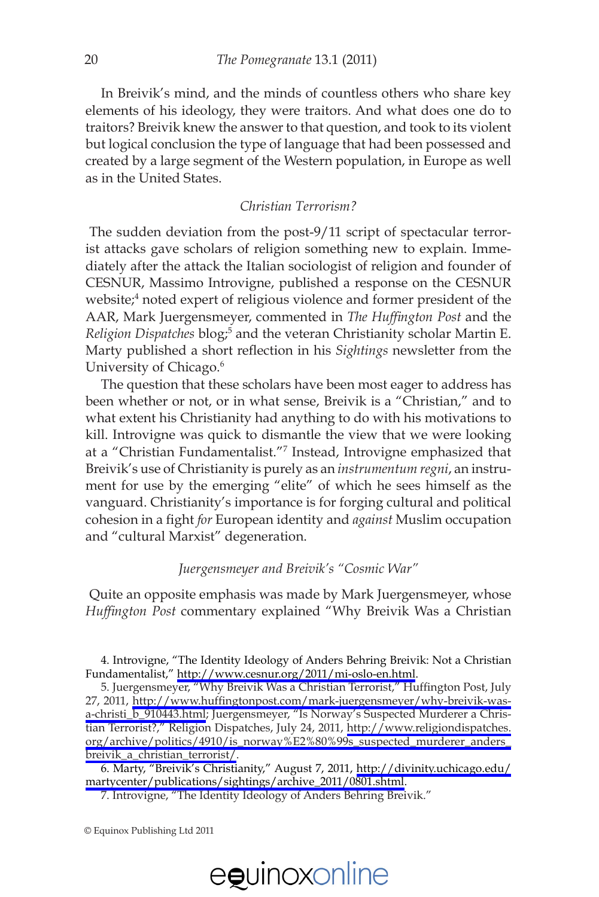In Breivik's mind, and the minds of countless others who share key elements of his ideology, they were traitors. And what does one do to traitors? Breivik knew the answer to that question, and took to its violent but logical conclusion the type of language that had been possessed and created by a large segment of the Western population, in Europe as well as in the United States.

### *Christian Terrorism?*

The sudden deviation from the post-9/11 script of spectacular terrorist attacks gave scholars of religion something new to explain. Immediately after the attack the Italian sociologist of religion and founder of CESNUR, Massimo Introvigne, published a response on the CESNUR website;[4] noted expert of religious violence and former president of the AAR, Mark Juergensmeyer, commented in *The Huffington Post* and the *Religion Dispatches* blog;[5] and the veteran Christianity scholar Martin E. Marty published a short reflection in his *Sightings* newsletter from the University of Chicago.[6]

The question that these scholars have been most eager to address has been whether or not, or in what sense, Breivik is a "Christian," and to what extent his Christianity had anything to do with his motivations to kill. Introvigne was quick to dismantle the view that we were looking at a "Christian Fundamentalist."[7] Instead, Introvigne emphasized that Breivik's use of Christianity is purely as an *instrumentum regni*, an instrument for use by the emerging "elite" of which he sees himself as the vanguard. Christianity's importance is for forging cultural and political cohesion in a fight *for* European identity and *against* Muslim occupation and "cultural Marxist" degeneration.

### *Juergensmeyer and Breivik's "Cosmic War"*

Quite an opposite emphasis was made by Mark Juergensmeyer, whose *Huffington Post* commentary explained "Why Breivik Was a Christian

---

4. Introvigne, "The Identity Ideology of Anders Behring Breivik: Not a Christian Fundamentalist," http://www.cesnur.org/2011/mi-oslo-en.html.

5. Juergensmeyer, "Why Breivik Was a Christian Terrorist," Huffington Post, July 27, 2011, http://www.huffingtonpost.com/mark-juergensmeyer/why-breivik-was-a-christi_b_910443.html; Juergensmeyer, "Is Norway's Suspected Murderer a Christian Terrorist?," Religion Dispatches, July 24, 2011, http://www.religiondispatches.org/archive/politics/4910/is_norway%E2%80%99s_suspected_murderer_anders_breivik_a_christian_terrorist/.

6. Marty, "Breivik's Christianity," August 7, 2011, http://divinity.uchicago.edu/martycenter/publications/sightings/archive_2011/0801.shtml.

7. Introvigne, "The Identity Ideology of Anders Behring Breivik."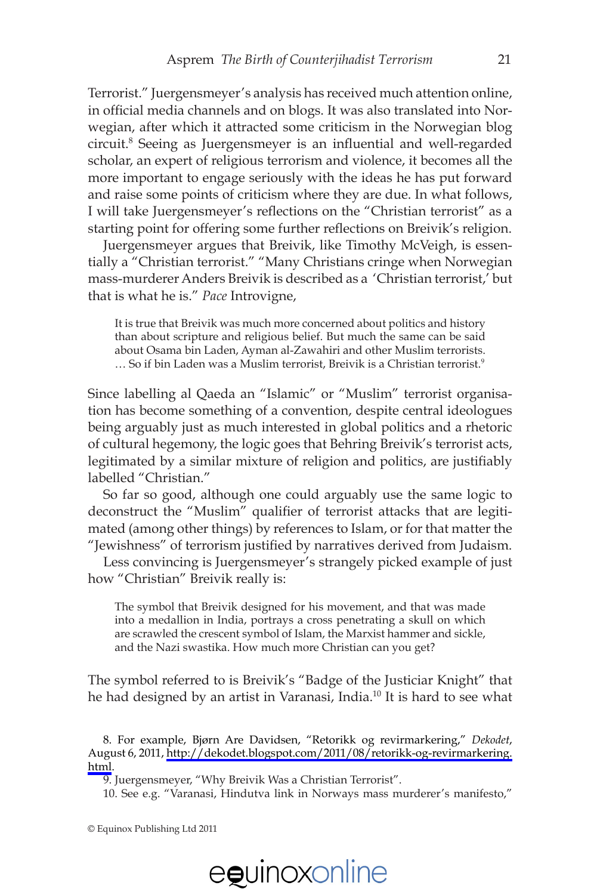Terrorist." Juergensmeyer's analysis has received much attention online, in official media channels and on blogs. It was also translated into Norwegian, after which it attracted some criticism in the Norwegian blog circuit.[8] Seeing as Juergensmeyer is an influential and well-regarded scholar, an expert of religious terrorism and violence, it becomes all the more important to engage seriously with the ideas he has put forward and raise some points of criticism where they are due. In what follows, I will take Juergensmeyer's reflections on the "Christian terrorist" as a starting point for offering some further reflections on Breivik's religion.

Juergensmeyer argues that Breivik, like Timothy McVeigh, is essentially a "Christian terrorist." "Many Christians cringe when Norwegian mass-murderer Anders Breivik is described as a 'Christian terrorist,' but that is what he is." *Pace* Introvigne,

> It is true that Breivik was much more concerned about politics and history than about scripture and religious belief. But much the same can be said about Osama bin Laden, Ayman al-Zawahiri and other Muslim terrorists. … So if bin Laden was a Muslim terrorist, Breivik is a Christian terrorist.[9]

Since labelling al Qaeda an "Islamic" or "Muslim" terrorist organisation has become something of a convention, despite central ideologues being arguably just as much interested in global politics and a rhetoric of cultural hegemony, the logic goes that Behring Breivik's terrorist acts, legitimated by a similar mixture of religion and politics, are justifiably labelled "Christian."

So far so good, although one could arguably use the same logic to deconstruct the "Muslim" qualifier of terrorist attacks that are legitimated (among other things) by references to Islam, or for that matter the "Jewishness" of terrorism justified by narratives derived from Judaism.

Less convincing is Juergensmeyer's strangely picked example of just how "Christian" Breivik really is:

> The symbol that Breivik designed for his movement, and that was made into a medallion in India, portrays a cross penetrating a skull on which are scrawled the crescent symbol of Islam, the Marxist hammer and sickle, and the Nazi swastika. How much more Christian can you get?

The symbol referred to is Breivik's "Badge of the Justiciar Knight" that he had designed by an artist in Varanasi, India.[10] It is hard to see what

8. For example, Bjørn Are Davidsen, "Retorikk og revirmarkering," *Dekodet*, August 6, 2011, http://dekodet.blogspot.com/2011/08/retorikk-og-revirmarkering.html.

9. Juergensmeyer, "Why Breivik Was a Christian Terrorist".

10. See e.g. "Varanasi, Hindutva link in Norways mass murderer's manifesto,"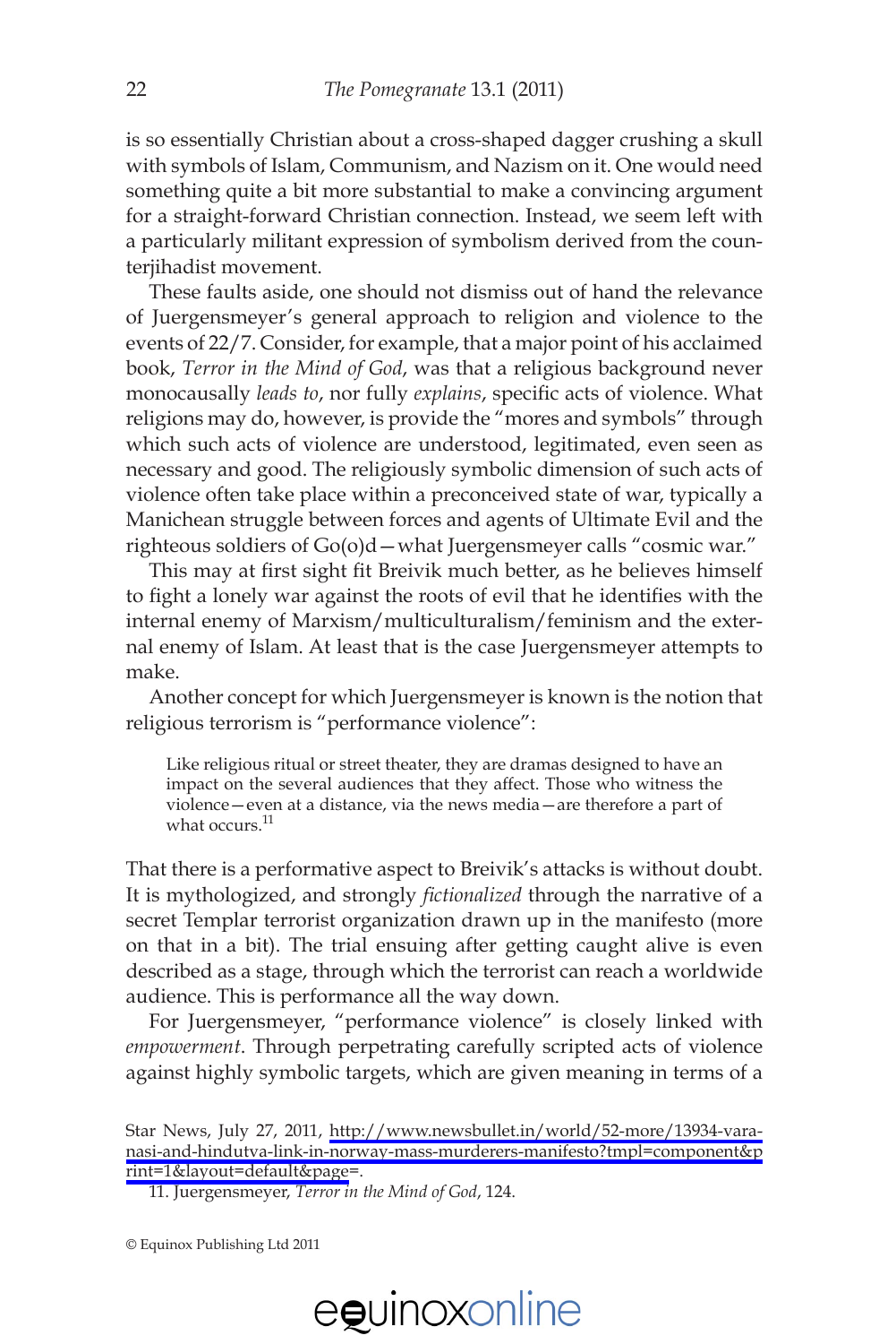is so essentially Christian about a cross-shaped dagger crushing a skull with symbols of Islam, Communism, and Nazism on it. One would need something quite a bit more substantial to make a convincing argument for a straight-forward Christian connection. Instead, we seem left with a particularly militant expression of symbolism derived from the counterjihadist movement.

These faults aside, one should not dismiss out of hand the relevance of Juergensmeyer's general approach to religion and violence to the events of 22/7. Consider, for example, that a major point of his acclaimed book, *Terror in the Mind of God*, was that a religious background never monocausally *leads to*, nor fully *explains*, specific acts of violence. What religions may do, however, is provide the "mores and symbols" through which such acts of violence are understood, legitimated, even seen as necessary and good. The religiously symbolic dimension of such acts of violence often take place within a preconceived state of war, typically a Manichean struggle between forces and agents of Ultimate Evil and the righteous soldiers of Go(o)d—what Juergensmeyer calls "cosmic war."

This may at first sight fit Breivik much better, as he believes himself to fight a lonely war against the roots of evil that he identifies with the internal enemy of Marxism/multiculturalism/feminism and the external enemy of Islam. At least that is the case Juergensmeyer attempts to make.

Another concept for which Juergensmeyer is known is the notion that religious terrorism is "performance violence":

> Like religious ritual or street theater, they are dramas designed to have an impact on the several audiences that they affect. Those who witness the violence—even at a distance, via the news media—are therefore a part of what occurs.[11]

That there is a performative aspect to Breivik's attacks is without doubt. It is mythologized, and strongly *fictionalized* through the narrative of a secret Templar terrorist organization drawn up in the manifesto (more on that in a bit). The trial ensuing after getting caught alive is even described as a stage, through which the terrorist can reach a worldwide audience. This is performance all the way down.

For Juergensmeyer, "performance violence" is closely linked with *empowerment*. Through perpetrating carefully scripted acts of violence against highly symbolic targets, which are given meaning in terms of a

---

Star News, July 27, 2011, http://www.newsbullet.in/world/52-more/13934-varanasi-and-hindutva-link-in-norway-mass-murderers-manifesto?tmpl=component&print=1&layout=default&page=.

11. Juergensmeyer, *Terror in the Mind of God*, 124.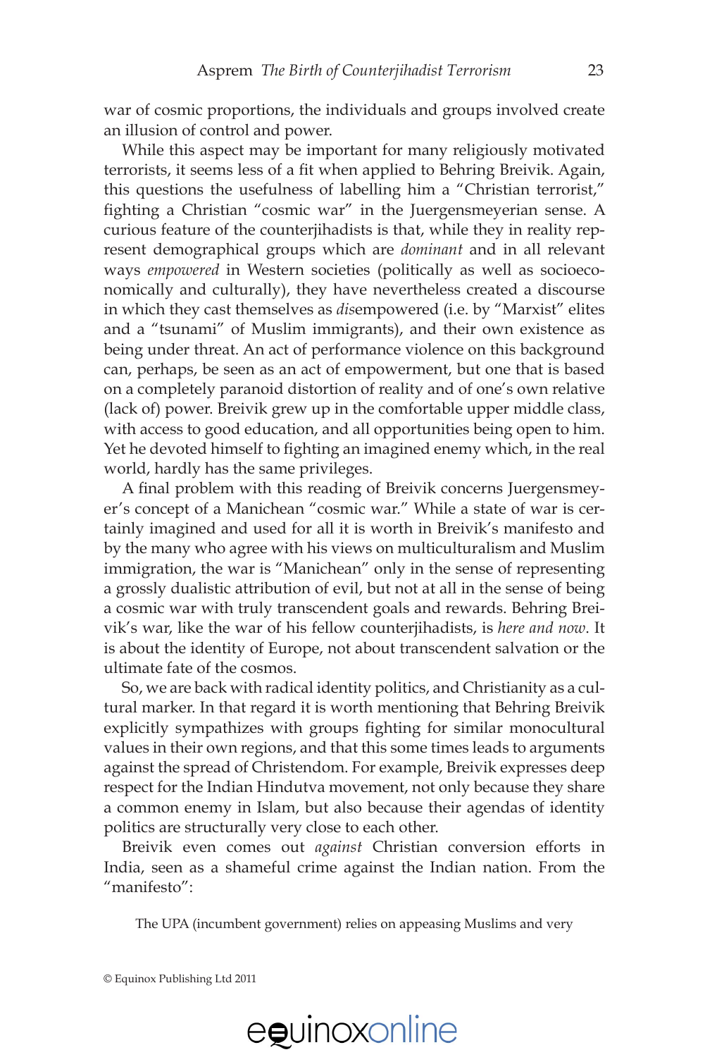war of cosmic proportions, the individuals and groups involved create an illusion of control and power.

While this aspect may be important for many religiously motivated terrorists, it seems less of a fit when applied to Behring Breivik. Again, this questions the usefulness of labelling him a "Christian terrorist," fighting a Christian "cosmic war" in the Juergensmeyerian sense. A curious feature of the counterjihadists is that, while they in reality represent demographical groups which are *dominant* and in all relevant ways *empowered* in Western societies (politically as well as socioeconomically and culturally), they have nevertheless created a discourse in which they cast themselves as *dis*empowered (i.e. by "Marxist" elites and a "tsunami" of Muslim immigrants), and their own existence as being under threat. An act of performance violence on this background can, perhaps, be seen as an act of empowerment, but one that is based on a completely paranoid distortion of reality and of one's own relative (lack of) power. Breivik grew up in the comfortable upper middle class, with access to good education, and all opportunities being open to him. Yet he devoted himself to fighting an imagined enemy which, in the real world, hardly has the same privileges.

A final problem with this reading of Breivik concerns Juergensmeyer's concept of a Manichean "cosmic war." While a state of war is certainly imagined and used for all it is worth in Breivik's manifesto and by the many who agree with his views on multiculturalism and Muslim immigration, the war is "Manichean" only in the sense of representing a grossly dualistic attribution of evil, but not at all in the sense of being a cosmic war with truly transcendent goals and rewards. Behring Breivik's war, like the war of his fellow counterjihadists, is *here and now*. It is about the identity of Europe, not about transcendent salvation or the ultimate fate of the cosmos.

So, we are back with radical identity politics, and Christianity as a cultural marker. In that regard it is worth mentioning that Behring Breivik explicitly sympathizes with groups fighting for similar monocultural values in their own regions, and that this some times leads to arguments against the spread of Christendom. For example, Breivik expresses deep respect for the Indian Hindutva movement, not only because they share a common enemy in Islam, but also because their agendas of identity politics are structurally very close to each other.

Breivik even comes out *against* Christian conversion efforts in India, seen as a shameful crime against the Indian nation. From the "manifesto":

> The UPA (incumbent government) relies on appeasing Muslims and very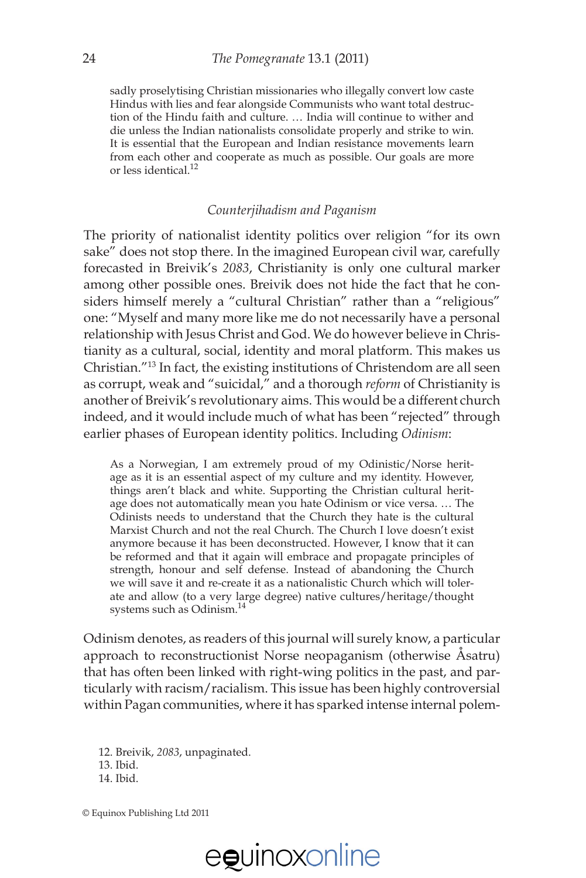> sadly proselytising Christian missionaries who illegally convert low caste Hindus with lies and fear alongside Communists who want total destruction of the Hindu faith and culture. … India will continue to wither and die unless the Indian nationalists consolidate properly and strike to win. It is essential that the European and Indian resistance movements learn from each other and cooperate as much as possible. Our goals are more or less identical.[12]

### *Counterjihadism and Paganism*

The priority of nationalist identity politics over religion "for its own sake" does not stop there. In the imagined European civil war, carefully forecasted in Breivik's *2083*, Christianity is only one cultural marker among other possible ones. Breivik does not hide the fact that he considers himself merely a "cultural Christian" rather than a "religious" one: "Myself and many more like me do not necessarily have a personal relationship with Jesus Christ and God. We do however believe in Christianity as a cultural, social, identity and moral platform. This makes us Christian."[13] In fact, the existing institutions of Christendom are all seen as corrupt, weak and "suicidal," and a thorough *reform* of Christianity is another of Breivik's revolutionary aims. This would be a different church indeed, and it would include much of what has been "rejected" through earlier phases of European identity politics. Including *Odinism*:

> As a Norwegian, I am extremely proud of my Odinistic/Norse heritage as it is an essential aspect of my culture and my identity. However, things aren't black and white. Supporting the Christian cultural heritage does not automatically mean you hate Odinism or vice versa. … The Odinists needs to understand that the Church they hate is the cultural Marxist Church and not the real Church. The Church I love doesn't exist anymore because it has been deconstructed. However, I know that it can be reformed and that it again will embrace and propagate principles of strength, honour and self defense. Instead of abandoning the Church we will save it and re-create it as a nationalistic Church which will tolerate and allow (to a very large degree) native cultures/heritage/thought systems such as Odinism.[14]

Odinism denotes, as readers of this journal will surely know, a particular approach to reconstructionist Norse neopaganism (otherwise Åsatru) that has often been linked with right-wing politics in the past, and particularly with racism/racialism. This issue has been highly controversial within Pagan communities, where it has sparked intense internal polem-

12. Breivik, *2083*, unpaginated.
13. Ibid.
14. Ibid.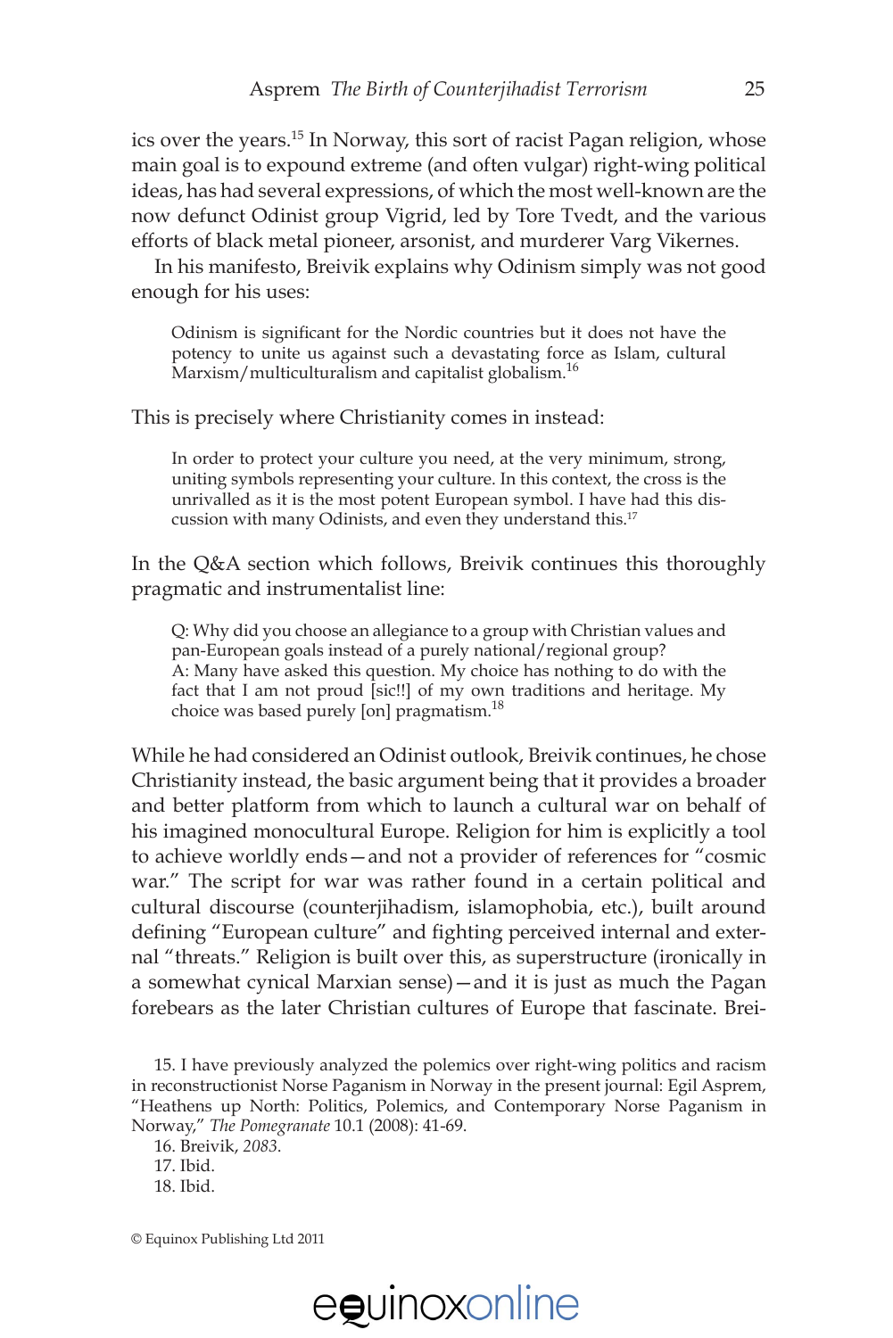ics over the years.[15] In Norway, this sort of racist Pagan religion, whose main goal is to expound extreme (and often vulgar) right-wing political ideas, has had several expressions, of which the most well-known are the now defunct Odinist group Vigrid, led by Tore Tvedt, and the various efforts of black metal pioneer, arsonist, and murderer Varg Vikernes.

In his manifesto, Breivik explains why Odinism simply was not good enough for his uses:

> Odinism is significant for the Nordic countries but it does not have the potency to unite us against such a devastating force as Islam, cultural Marxism/multiculturalism and capitalist globalism.[16]

This is precisely where Christianity comes in instead:

> In order to protect your culture you need, at the very minimum, strong, uniting symbols representing your culture. In this context, the cross is the unrivalled as it is the most potent European symbol. I have had this discussion with many Odinists, and even they understand this.[17]

In the Q&A section which follows, Breivik continues this thoroughly pragmatic and instrumentalist line:

> Q: Why did you choose an allegiance to a group with Christian values and pan-European goals instead of a purely national/regional group?
> A: Many have asked this question. My choice has nothing to do with the fact that I am not proud [sic!!] of my own traditions and heritage. My choice was based purely [on] pragmatism.[18]

While he had considered an Odinist outlook, Breivik continues, he chose Christianity instead, the basic argument being that it provides a broader and better platform from which to launch a cultural war on behalf of his imagined monocultural Europe. Religion for him is explicitly a tool to achieve worldly ends—and not a provider of references for "cosmic war." The script for war was rather found in a certain political and cultural discourse (counterjihadism, islamophobia, etc.), built around defining "European culture" and fighting perceived internal and external "threats." Religion is built over this, as superstructure (ironically in a somewhat cynical Marxian sense)—and it is just as much the Pagan forebears as the later Christian cultures of Europe that fascinate. Brei-

15. I have previously analyzed the polemics over right-wing politics and racism in reconstructionist Norse Paganism in Norway in the present journal: Egil Asprem, "Heathens up North: Politics, Polemics, and Contemporary Norse Paganism in Norway," *The Pomegranate* 10.1 (2008): 41-69.

16. Breivik, *2083*.

17. Ibid.

18. Ibid.

© Equinox Publishing Ltd 2011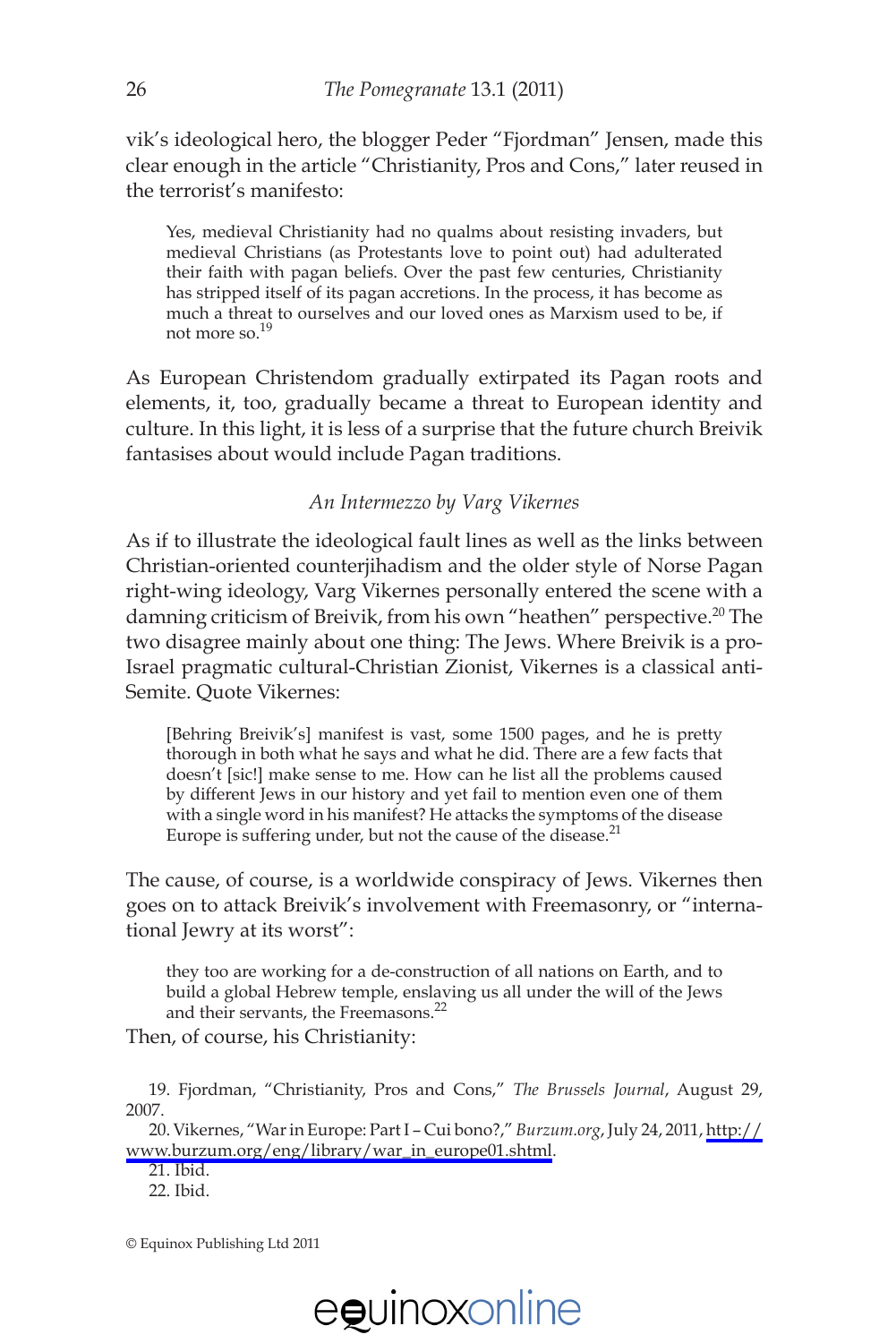vik's ideological hero, the blogger Peder "Fjordman" Jensen, made this clear enough in the article "Christianity, Pros and Cons," later reused in the terrorist's manifesto:

> Yes, medieval Christianity had no qualms about resisting invaders, but medieval Christians (as Protestants love to point out) had adulterated their faith with pagan beliefs. Over the past few centuries, Christianity has stripped itself of its pagan accretions. In the process, it has become as much a threat to ourselves and our loved ones as Marxism used to be, if not more so.[19]

As European Christendom gradually extirpated its Pagan roots and elements, it, too, gradually became a threat to European identity and culture. In this light, it is less of a surprise that the future church Breivik fantasises about would include Pagan traditions.

### *An Intermezzo by Varg Vikernes*

As if to illustrate the ideological fault lines as well as the links between Christian-oriented counterjihadism and the older style of Norse Pagan right-wing ideology, Varg Vikernes personally entered the scene with a damning criticism of Breivik, from his own "heathen" perspective.[20] The two disagree mainly about one thing: The Jews. Where Breivik is a pro-Israel pragmatic cultural-Christian Zionist, Vikernes is a classical anti-Semite. Quote Vikernes:

> [Behring Breivik's] manifest is vast, some 1500 pages, and he is pretty thorough in both what he says and what he did. There are a few facts that doesn't [sic!] make sense to me. How can he list all the problems caused by different Jews in our history and yet fail to mention even one of them with a single word in his manifest? He attacks the symptoms of the disease Europe is suffering under, but not the cause of the disease.[21]

The cause, of course, is a worldwide conspiracy of Jews. Vikernes then goes on to attack Breivik's involvement with Freemasonry, or "international Jewry at its worst":

> they too are working for a de-construction of all nations on Earth, and to build a global Hebrew temple, enslaving us all under the will of the Jews and their servants, the Freemasons.[22]

Then, of course, his Christianity:

---

19. Fjordman, "Christianity, Pros and Cons," *The Brussels Journal*, August 29, 2007.

20. Vikernes, "War in Europe: Part I – Cui bono?," *Burzum.org*, July 24, 2011, http://www.burzum.org/eng/library/war_in_europe01.shtml.

21. Ibid.

22. Ibid.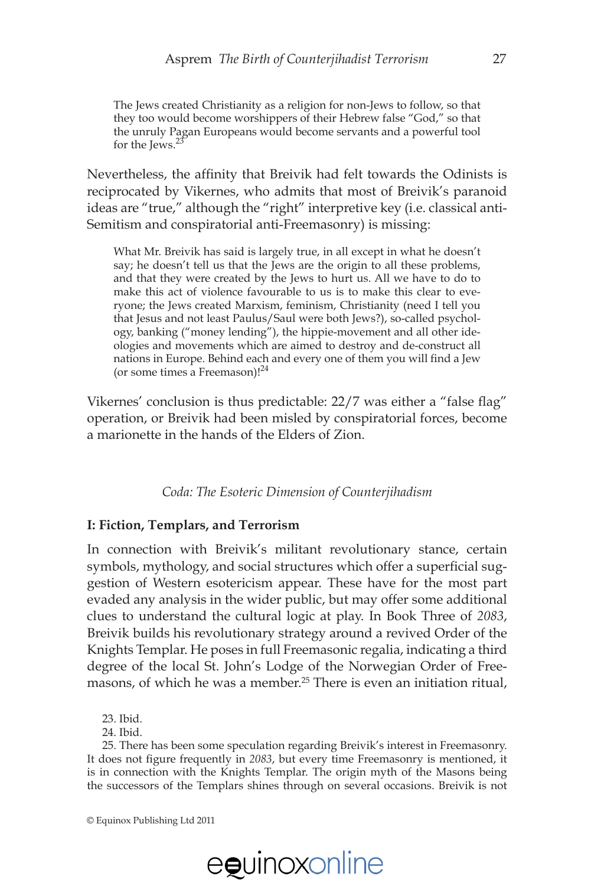> The Jews created Christianity as a religion for non-Jews to follow, so that they too would become worshippers of their Hebrew false "God," so that the unruly Pagan Europeans would become servants and a powerful tool for the Jews.[23]

Nevertheless, the affinity that Breivik had felt towards the Odinists is reciprocated by Vikernes, who admits that most of Breivik's paranoid ideas are "true," although the "right" interpretive key (i.e. classical anti-Semitism and conspiratorial anti-Freemasonry) is missing:

> What Mr. Breivik has said is largely true, in all except in what he doesn't say; he doesn't tell us that the Jews are the origin to all these problems, and that they were created by the Jews to hurt us. All we have to do to make this act of violence favourable to us is to make this clear to everyone; the Jews created Marxism, feminism, Christianity (need I tell you that Jesus and not least Paulus/Saul were both Jews?), so-called psychology, banking ("money lending"), the hippie-movement and all other ideologies and movements which are aimed to destroy and de-construct all nations in Europe. Behind each and every one of them you will find a Jew (or some times a Freemason)![24]

Vikernes' conclusion is thus predictable: 22/7 was either a "false flag" operation, or Breivik had been misled by conspiratorial forces, become a marionette in the hands of the Elders of Zion.

## *Coda: The Esoteric Dimension of Counterjihadism*

### I: Fiction, Templars, and Terrorism

In connection with Breivik's militant revolutionary stance, certain symbols, mythology, and social structures which offer a superficial suggestion of Western esotericism appear. These have for the most part evaded any analysis in the wider public, but may offer some additional clues to understand the cultural logic at play. In Book Three of *2083*, Breivik builds his revolutionary strategy around a revived Order of the Knights Templar. He poses in full Freemasonic regalia, indicating a third degree of the local St. John's Lodge of the Norwegian Order of Freemasons, of which he was a member.[25] There is even an initiation ritual,

23. Ibid.

24. Ibid.

25. There has been some speculation regarding Breivik's interest in Freemasonry. It does not figure frequently in *2083*, but every time Freemasonry is mentioned, it is in connection with the Knights Templar. The origin myth of the Masons being the successors of the Templars shines through on several occasions. Breivik is not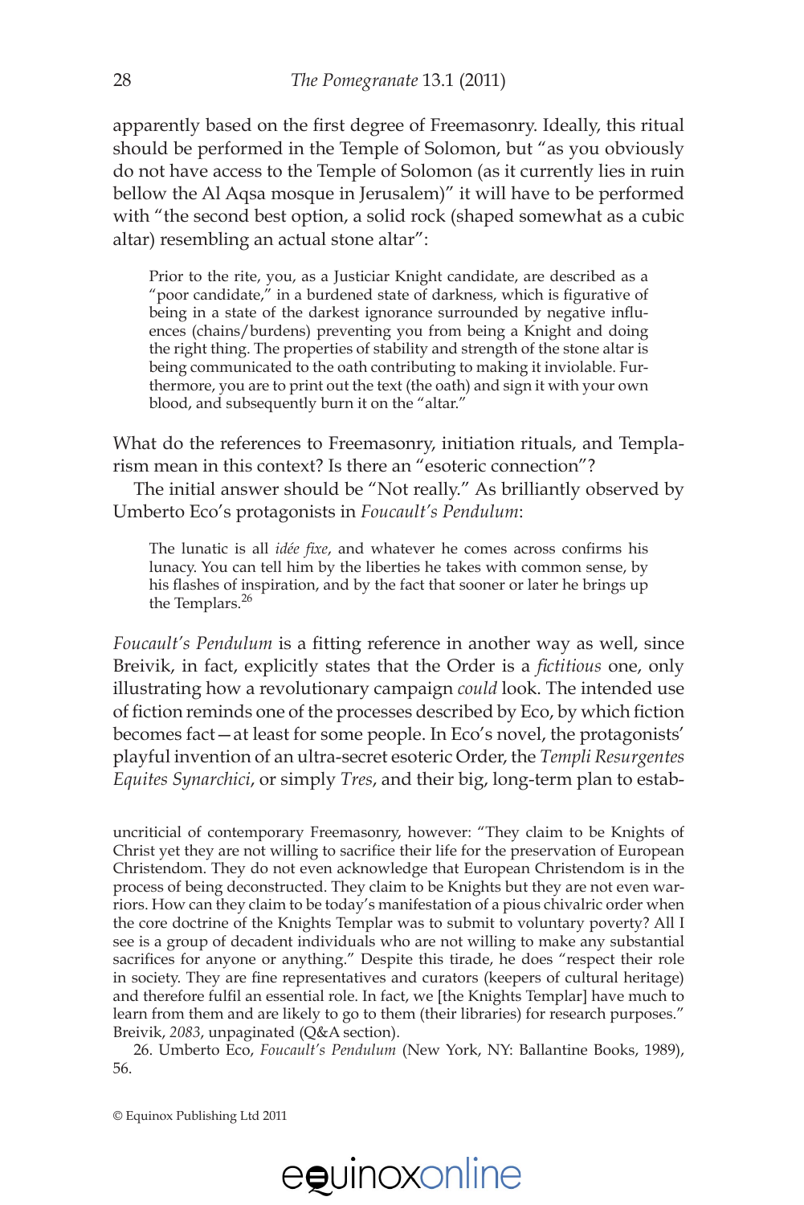apparently based on the first degree of Freemasonry. Ideally, this ritual should be performed in the Temple of Solomon, but "as you obviously do not have access to the Temple of Solomon (as it currently lies in ruin bellow the Al Aqsa mosque in Jerusalem)" it will have to be performed with "the second best option, a solid rock (shaped somewhat as a cubic altar) resembling an actual stone altar":

> Prior to the rite, you, as a Justiciar Knight candidate, are described as a "poor candidate," in a burdened state of darkness, which is figurative of being in a state of the darkest ignorance surrounded by negative influences (chains/burdens) preventing you from being a Knight and doing the right thing. The properties of stability and strength of the stone altar is being communicated to the oath contributing to making it inviolable. Furthermore, you are to print out the text (the oath) and sign it with your own blood, and subsequently burn it on the "altar."

What do the references to Freemasonry, initiation rituals, and Templarism mean in this context? Is there an "esoteric connection"?

The initial answer should be "Not really." As brilliantly observed by Umberto Eco's protagonists in *Foucault's Pendulum*:

> The lunatic is all *idée fixe*, and whatever he comes across confirms his lunacy. You can tell him by the liberties he takes with common sense, by his flashes of inspiration, and by the fact that sooner or later he brings up the Templars.[26]

*Foucault's Pendulum* is a fitting reference in another way as well, since Breivik, in fact, explicitly states that the Order is a *fictitious* one, only illustrating how a revolutionary campaign *could* look. The intended use of fiction reminds one of the processes described by Eco, by which fiction becomes fact—at least for some people. In Eco's novel, the protagonists' playful invention of an ultra-secret esoteric Order, the *Templi Resurgentes Equites Synarchici*, or simply *Tres*, and their big, long-term plan to estab-

uncriticial of contemporary Freemasonry, however: "They claim to be Knights of Christ yet they are not willing to sacrifice their life for the preservation of European Christendom. They do not even acknowledge that European Christendom is in the process of being deconstructed. They claim to be Knights but they are not even warriors. How can they claim to be today's manifestation of a pious chivalric order when the core doctrine of the Knights Templar was to submit to voluntary poverty? All I see is a group of decadent individuals who are not willing to make any substantial sacrifices for anyone or anything." Despite this tirade, he does "respect their role in society. They are fine representatives and curators (keepers of cultural heritage) and therefore fulfil an essential role. In fact, we [the Knights Templar] have much to learn from them and are likely to go to them (their libraries) for research purposes." Breivik, *2083*, unpaginated (Q&A section).

26. Umberto Eco, *Foucault's Pendulum* (New York, NY: Ballantine Books, 1989), 56.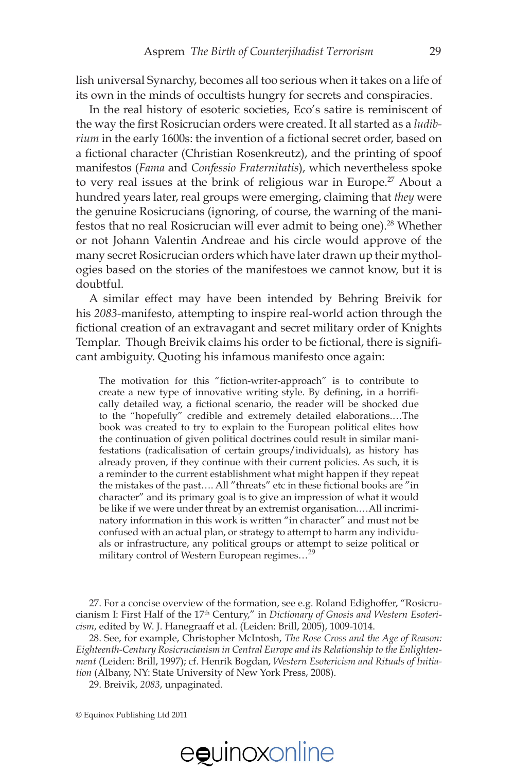lish universal Synarchy, becomes all too serious when it takes on a life of its own in the minds of occultists hungry for secrets and conspiracies.

In the real history of esoteric societies, Eco's satire is reminiscent of the way the first Rosicrucian orders were created. It all started as a *ludibrium* in the early 1600s: the invention of a fictional secret order, based on a fictional character (Christian Rosenkreutz), and the printing of spoof manifestos (*Fama* and *Confessio Fraternitatis*), which nevertheless spoke to very real issues at the brink of religious war in Europe.[27] About a hundred years later, real groups were emerging, claiming that *they* were the genuine Rosicrucians (ignoring, of course, the warning of the manifestos that no real Rosicrucian will ever admit to being one).[28] Whether or not Johann Valentin Andreae and his circle would approve of the many secret Rosicrucian orders which have later drawn up their mythologies based on the stories of the manifestoes we cannot know, but it is doubtful.

A similar effect may have been intended by Behring Breivik for his *2083*-manifesto, attempting to inspire real-world action through the fictional creation of an extravagant and secret military order of Knights Templar. Though Breivik claims his order to be fictional, there is significant ambiguity. Quoting his infamous manifesto once again:

> The motivation for this "fiction-writer-approach" is to contribute to create a new type of innovative writing style. By defining, in a horrifically detailed way, a fictional scenario, the reader will be shocked due to the "hopefully" credible and extremely detailed elaborations.…The book was created to try to explain to the European political elites how the continuation of given political doctrines could result in similar manifestations (radicalisation of certain groups/individuals), as history has already proven, if they continue with their current policies. As such, it is a reminder to the current establishment what might happen if they repeat the mistakes of the past…. All "threats" etc in these fictional books are "in character" and its primary goal is to give an impression of what it would be like if we were under threat by an extremist organisation.…All incriminatory information in this work is written "in character" and must not be confused with an actual plan, or strategy to attempt to harm any individuals or infrastructure, any political groups or attempt to seize political or military control of Western European regimes…[29]

---

27. For a concise overview of the formation, see e.g. Roland Edighoffer, "Rosicrucianism I: First Half of the 17th Century," in *Dictionary of Gnosis and Western Esotericism*, edited by W. J. Hanegraaff et al. (Leiden: Brill, 2005), 1009-1014.

28. See, for example, Christopher McIntosh, *The Rose Cross and the Age of Reason: Eighteenth-Century Rosicrucianism in Central Europe and its Relationship to the Enlightenment* (Leiden: Brill, 1997); cf. Henrik Bogdan, *Western Esotericism and Rituals of Initiation* (Albany, NY: State University of New York Press, 2008).

29. Breivik, *2083*, unpaginated.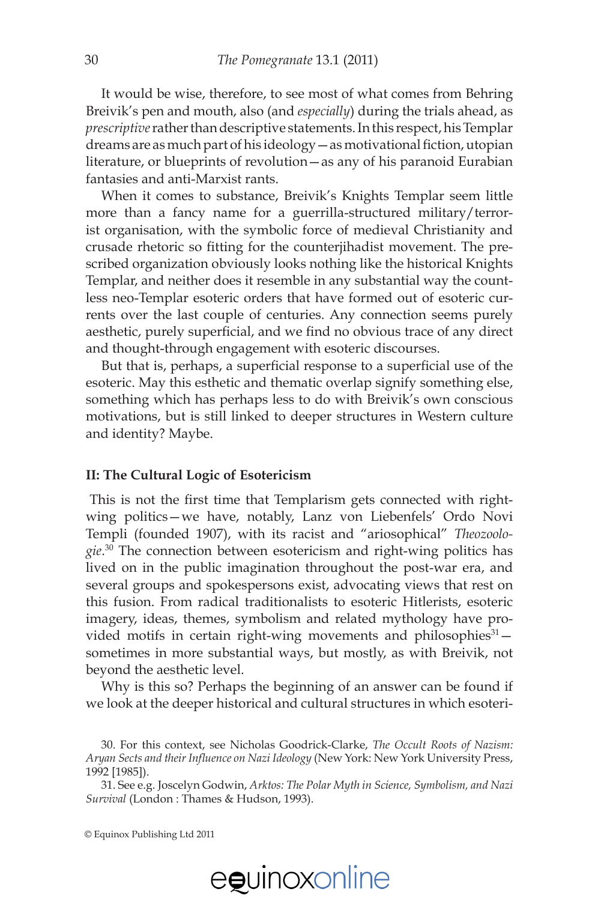It would be wise, therefore, to see most of what comes from Behring Breivik's pen and mouth, also (and *especially*) during the trials ahead, as *prescriptive* rather than descriptive statements. In this respect, his Templar dreams are as much part of his ideology—as motivational fiction, utopian literature, or blueprints of revolution—as any of his paranoid Eurabian fantasies and anti-Marxist rants.

When it comes to substance, Breivik's Knights Templar seem little more than a fancy name for a guerrilla-structured military/terrorist organisation, with the symbolic force of medieval Christianity and crusade rhetoric so fitting for the counterjihadist movement. The prescribed organization obviously looks nothing like the historical Knights Templar, and neither does it resemble in any substantial way the countless neo-Templar esoteric orders that have formed out of esoteric currents over the last couple of centuries. Any connection seems purely aesthetic, purely superficial, and we find no obvious trace of any direct and thought-through engagement with esoteric discourses.

But that is, perhaps, a superficial response to a superficial use of the esoteric. May this esthetic and thematic overlap signify something else, something which has perhaps less to do with Breivik's own conscious motivations, but is still linked to deeper structures in Western culture and identity? Maybe.

## II: The Cultural Logic of Esotericism

This is not the first time that Templarism gets connected with right-wing politics—we have, notably, Lanz von Liebenfels' Ordo Novi Templi (founded 1907), with its racist and "ariosophical" *Theozoologie*.[30] The connection between esotericism and right-wing politics has lived on in the public imagination throughout the post-war era, and several groups and spokespersons exist, advocating views that rest on this fusion. From radical traditionalists to esoteric Hitlerists, esoteric imagery, ideas, themes, symbolism and related mythology have provided motifs in certain right-wing movements and philosophies[31]—sometimes in more substantial ways, but mostly, as with Breivik, not beyond the aesthetic level.

Why is this so? Perhaps the beginning of an answer can be found if we look at the deeper historical and cultural structures in which esoteri-

30. For this context, see Nicholas Goodrick-Clarke, *The Occult Roots of Nazism: Aryan Sects and their Influence on Nazi Ideology* (New York: New York University Press, 1992 [1985]).

31. See e.g. Joscelyn Godwin, *Arktos: The Polar Myth in Science, Symbolism, and Nazi Survival* (London : Thames & Hudson, 1993).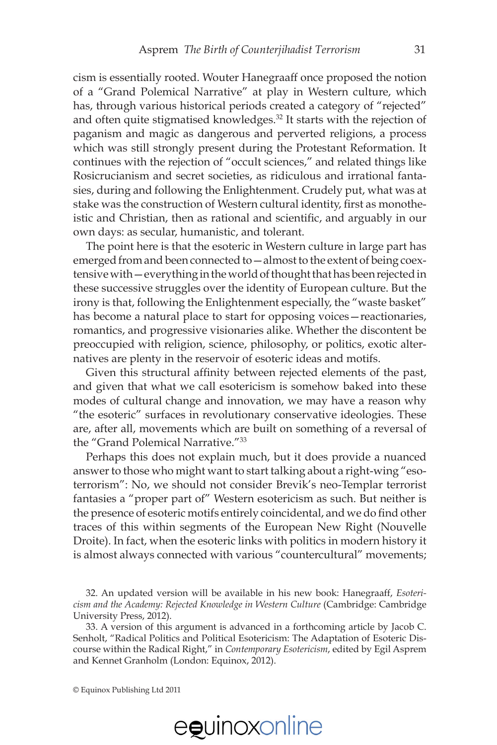cism is essentially rooted. Wouter Hanegraaff once proposed the notion of a "Grand Polemical Narrative" at play in Western culture, which has, through various historical periods created a category of "rejected" and often quite stigmatised knowledges.[32] It starts with the rejection of paganism and magic as dangerous and perverted religions, a process which was still strongly present during the Protestant Reformation. It continues with the rejection of "occult sciences," and related things like Rosicrucianism and secret societies, as ridiculous and irrational fantasies, during and following the Enlightenment. Crudely put, what was at stake was the construction of Western cultural identity, first as monotheistic and Christian, then as rational and scientific, and arguably in our own days: as secular, humanistic, and tolerant.

The point here is that the esoteric in Western culture in large part has emerged from and been connected to—almost to the extent of being coextensive with—everything in the world of thought that has been rejected in these successive struggles over the identity of European culture. But the irony is that, following the Enlightenment especially, the "waste basket" has become a natural place to start for opposing voices—reactionaries, romantics, and progressive visionaries alike. Whether the discontent be preoccupied with religion, science, philosophy, or politics, exotic alternatives are plenty in the reservoir of esoteric ideas and motifs.

Given this structural affinity between rejected elements of the past, and given that what we call esotericism is somehow baked into these modes of cultural change and innovation, we may have a reason why "the esoteric" surfaces in revolutionary conservative ideologies. These are, after all, movements which are built on something of a reversal of the "Grand Polemical Narrative."[33]

Perhaps this does not explain much, but it does provide a nuanced answer to those who might want to start talking about a right-wing "esoterrorism": No, we should not consider Brevik's neo-Templar terrorist fantasies a "proper part of" Western esotericism as such. But neither is the presence of esoteric motifs entirely coincidental, and we do find other traces of this within segments of the European New Right (Nouvelle Droite). In fact, when the esoteric links with politics in modern history it is almost always connected with various "countercultural" movements;

32. An updated version will be available in his new book: Hanegraaff, *Esotericism and the Academy: Rejected Knowledge in Western Culture* (Cambridge: Cambridge University Press, 2012).

33. A version of this argument is advanced in a forthcoming article by Jacob C. Senholt, "Radical Politics and Political Esotericism: The Adaptation of Esoteric Discourse within the Radical Right," in *Contemporary Esotericism*, edited by Egil Asprem and Kennet Granholm (London: Equinox, 2012).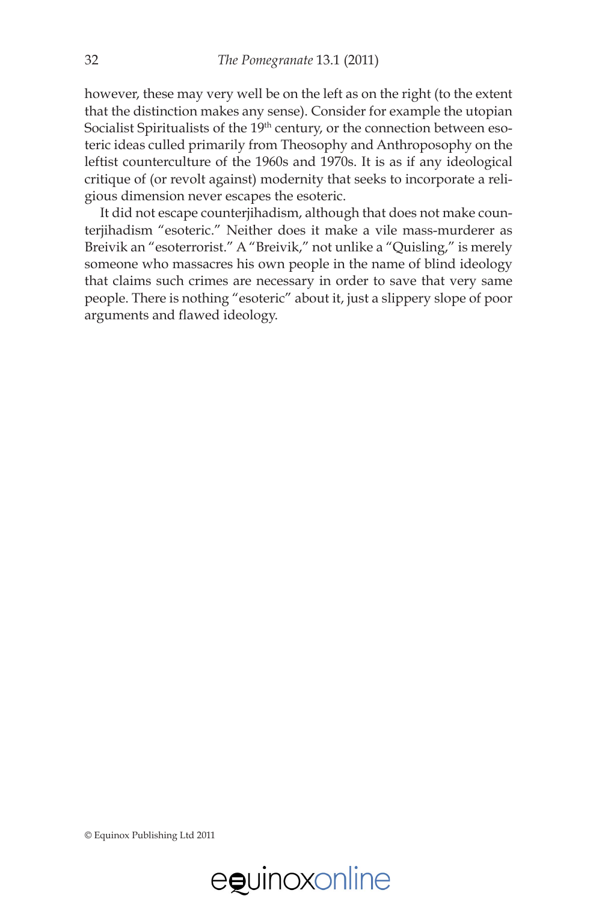however, these may very well be on the left as on the right (to the extent that the distinction makes any sense). Consider for example the utopian Socialist Spiritualists of the 19th century, or the connection between esoteric ideas culled primarily from Theosophy and Anthroposophy on the leftist counterculture of the 1960s and 1970s. It is as if any ideological critique of (or revolt against) modernity that seeks to incorporate a religious dimension never escapes the esoteric.

It did not escape counterjihadism, although that does not make counterjihadism "esoteric." Neither does it make a vile mass-murderer as Breivik an "esoterrorist." A "Breivik," not unlike a "Quisling," is merely someone who massacres his own people in the name of blind ideology that claims such crimes are necessary in order to save that very same people. There is nothing "esoteric" about it, just a slippery slope of poor arguments and flawed ideology.